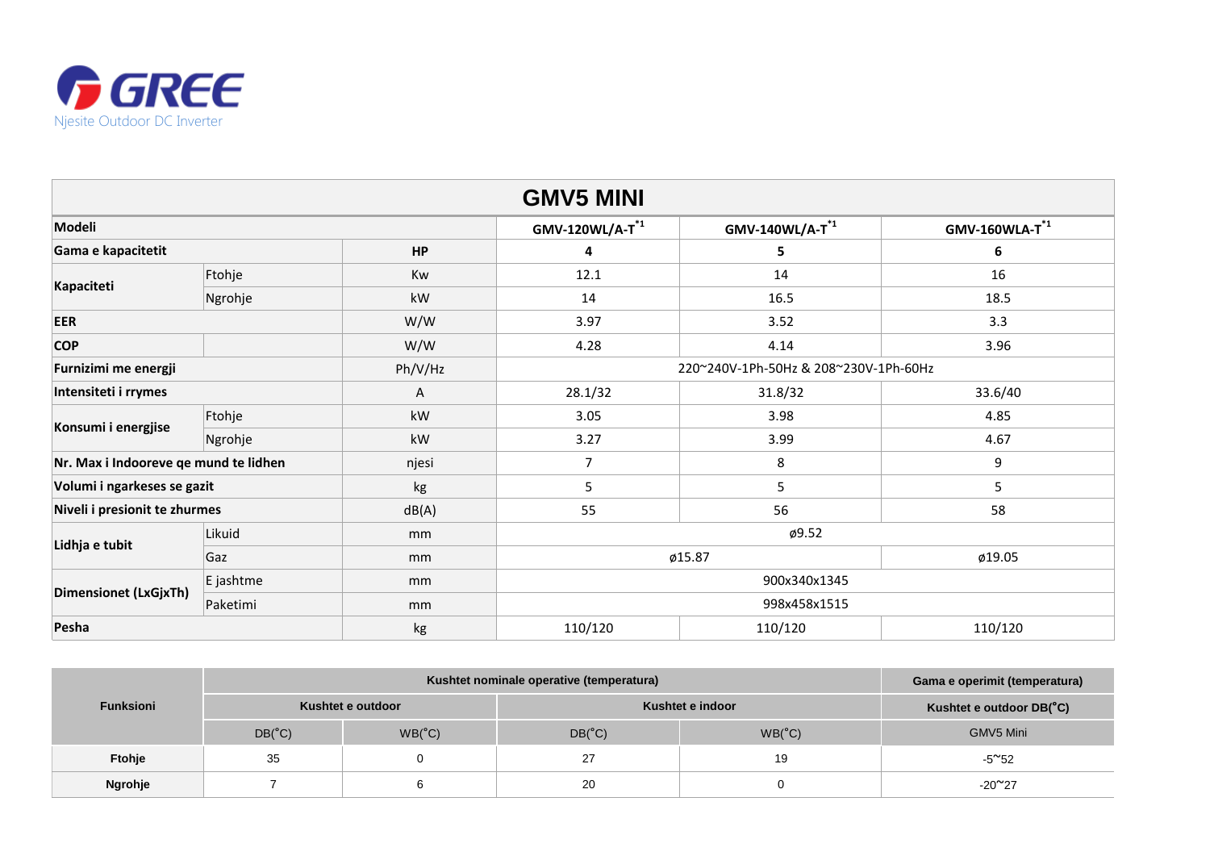GREE

Njesite Outdoor DC Inverter

## GMV5 MINI

| Modeli | | | GMV-120WL/A-T[*1] | GMV-140WL/A-T[*1] | GMV-160WLA-T[*1] |
|---|---|---|---|---|---|
| Gama e kapacitetit | | HP | 4 | 5 | 6 |
| Kapaciteti | Ftohje | Kw | 12.1 | 14 | 16 |
| | Ngrohje | kW | 14 | 16.5 | 18.5 |
| EER | | W/W | 3.97 | 3.52 | 3.3 |
| COP | | W/W | 4.28 | 4.14 | 3.96 |
| Furnizimi me energji | | Ph/V/Hz | 220~240V-1Ph-50Hz & 208~230V-1Ph-60Hz | | |
| Intensiteti i rrymes | | A | 28.1/32 | 31.8/32 | 33.6/40 |
| Konsumi i energjise | Ftohje | kW | 3.05 | 3.98 | 4.85 |
| | Ngrohje | kW | 3.27 | 3.99 | 4.67 |
| Nr. Max i Indooreve qe mund te lidhen | | njesi | 7 | 8 | 9 |
| Volumi i ngarkeses se gazit | | kg | 5 | 5 | 5 |
| Niveli i presionit te zhurmes | | dB(A) | 55 | 56 | 58 |
| Lidhja e tubit | Likuid | mm | ø9.52 | | |
| | Gaz | mm | ø15.87 | | ø19.05 |
| Dimensionet (LxGjxTh) | E jashtme | mm | 900x340x1345 | | |
| | Paketimi | mm | 998x458x1515 | | |
| Pesha | | kg | 110/120 | 110/120 | 110/120 |

| Funksioni | Kushtet nominale operative (temperatura) | | | | Gama e operimit (temperatura) |
|---|---|---|---|---|---|
| | Kushtet e outdoor | | Kushtet e indoor | | Kushtet e outdoor DB(°C) |
| | DB(°C) | WB(°C) | DB(°C) | WB(°C) | GMV5 Mini |
| Ftohje | 35 | 0 | 27 | 19 | -5~52 |
| Ngrohje | 7 | 6 | 20 | 0 | -20~27 |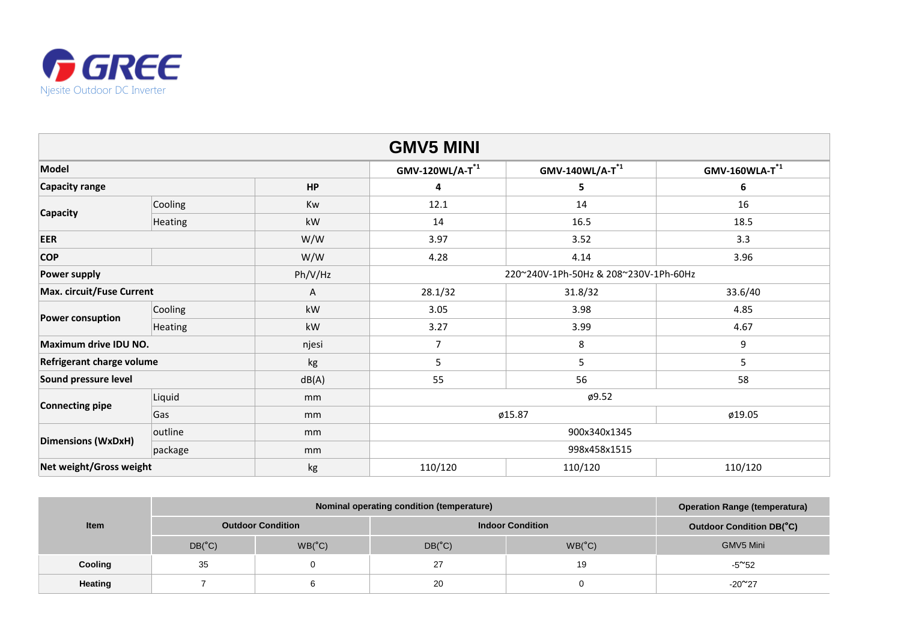GREE

Njesite Outdoor DC Inverter

## GMV5 MINI

| Model | | | GMV-120WL/A-T[*1] | GMV-140WL/A-T[*1] | GMV-160WLA-T[*1] |
|---|---|---|---|---|---|
| Capacity range | | HP | 4 | 5 | 6 |
| Capacity | Cooling | Kw | 12.1 | 14 | 16 |
| | Heating | kW | 14 | 16.5 | 18.5 |
| EER | | W/W | 3.97 | 3.52 | 3.3 |
| COP | | W/W | 4.28 | 4.14 | 3.96 |
| Power supply | | Ph/V/Hz | 220~240V-1Ph-50Hz & 208~230V-1Ph-60Hz | | |
| Max. circuit/Fuse Current | | A | 28.1/32 | 31.8/32 | 33.6/40 |
| Power consuption | Cooling | kW | 3.05 | 3.98 | 4.85 |
| | Heating | kW | 3.27 | 3.99 | 4.67 |
| Maximum drive IDU NO. | | njesi | 7 | 8 | 9 |
| Refrigerant charge volume | | kg | 5 | 5 | 5 |
| Sound pressure level | | dB(A) | 55 | 56 | 58 |
| Connecting pipe | Liquid | mm | ø9.52 | | |
| | Gas | mm | ø15.87 | | ø19.05 |
| Dimensions (WxDxH) | outline | mm | 900x340x1345 | | |
| | package | mm | 998x458x1515 | | |
| Net weight/Gross weight | | kg | 110/120 | 110/120 | 110/120 |

| Item | Nominal operating condition (temperature) | | | | Operation Range (temperatura) |
|---|---|---|---|---|---|
| | Outdoor Condition | | Indoor Condition | | Outdoor Condition DB(°C) |
| | DB(°C) | WB(°C) | DB(°C) | WB(°C) | GMV5 Mini |
| Cooling | 35 | 0 | 27 | 19 | -5~52 |
| Heating | 7 | 6 | 20 | 0 | -20~27 |